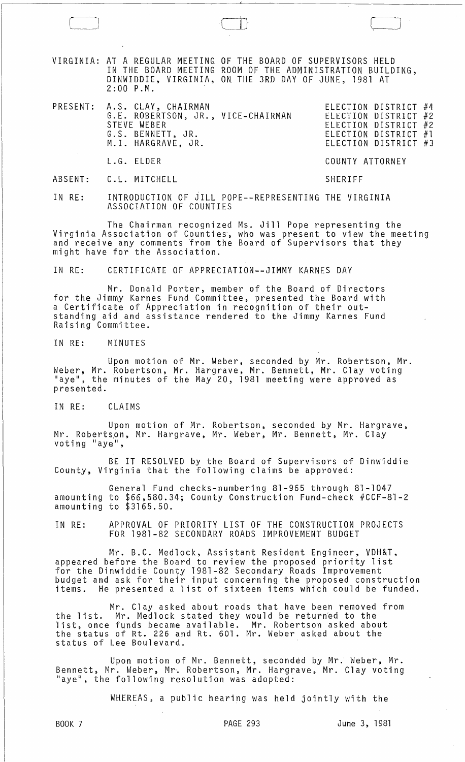VIRGINIA: AT A REGULAR MEETING OF THE BOARD OF SUPERVISORS HELD IN THE BOARD MEETING ROOM OF THE ADMINISTRATION BUILDING, DINWIDDIE, VIRGINIA, ON THE 3RD DAY OF JUNE, 1981 AT 2:00 P.M.

| | | |
|---|---|---|
| PRESENT: | A.S. CLAY, CHAIRMAN | ELECTION DISTRICT #4 |
| | G.E. ROBERTSON, JR., VICE-CHAIRMAN | ELECTION DISTRICT #2 |
| | STEVE WEBER | ELECTION DISTRICT #2 |
| | G.S. BENNETT, JR. | ELECTION DISTRICT #1 |
| | M.I. HARGRAVE, JR. | ELECTION DISTRICT #3 |
| | L.G. ELDER | COUNTY ATTORNEY |
| ABSENT: | C.L. MITCHELL | SHERIFF |

IN RE: INTRODUCTION OF JILL POPE--REPRESENTING THE VIRGINIA ASSOCIATION OF COUNTIES

The Chairman recognized Ms. Jill Pope representing the Virginia Association of Counties, who was present to view the meeting and receive any comments from the Board of Supervisors that they might have for the Association.

IN RE: CERTIFICATE OF APPRECIATION--JIMMY KARNES DAY

Mr. Donald Porter, member of the Board of Directors for the Jimmy Karnes Fund Committee, presented the Board with a Certificate of Appreciation in recognition of their outstanding aid and assistance rendered to the Jimmy Karnes Fund Raising Committee.

IN RE: MINUTES

Upon motion of Mr. Weber, seconded by Mr. Robertson, Mr. Weber, Mr. Robertson, Mr. Hargrave, Mr. Bennett, Mr. Clay voting "aye", the minutes of the May 20, 1981 meeting were approved as presented.

IN RE: CLAIMS

Upon motion of Mr. Robertson, seconded by Mr. Hargrave, Mr. Robertson, Mr. Hargrave, Mr. Weber, Mr. Bennett, Mr. Clay voting "aye",

BE IT RESOLVED by the Board of Supervisors of Dinwiddie County, Virginia that the following claims be approved:

General Fund checks-numbering 81-965 through 81-1047 amounting to $66,580.34; County Construction Fund-check #CCF-81-2 amounting to $3165.50.

IN RE: APPROVAL OF PRIORITY LIST OF THE CONSTRUCTION PROJECTS FOR 1981-82 SECONDARY ROADS IMPROVEMENT BUDGET

Mr. B.C. Medlock, Assistant Resident Engineer, VDH&T, appeared before the Board to review the proposed priority list for the Dinwiddie County 1981-82 Secondary Roads Improvement budget and ask for their input concerning the proposed construction items. He presented a list of sixteen items which could be funded.

Mr. Clay asked about roads that have been removed from the list. Mr. Medlock stated they would be returned to the list, once funds became available. Mr. Robertson asked about the status of Rt. 226 and Rt. 601. Mr. Weber asked about the status of Lee Boulevard.

Upon motion of Mr. Bennett, seconded by Mr. Weber, Mr. Bennett, Mr. Weber, Mr. Robertson, Mr. Hargrave, Mr. Clay voting "aye", the following resolution was adopted:

WHEREAS, a public hearing was held jointly with the

BOOK 7 PAGE 293 June 3, 1981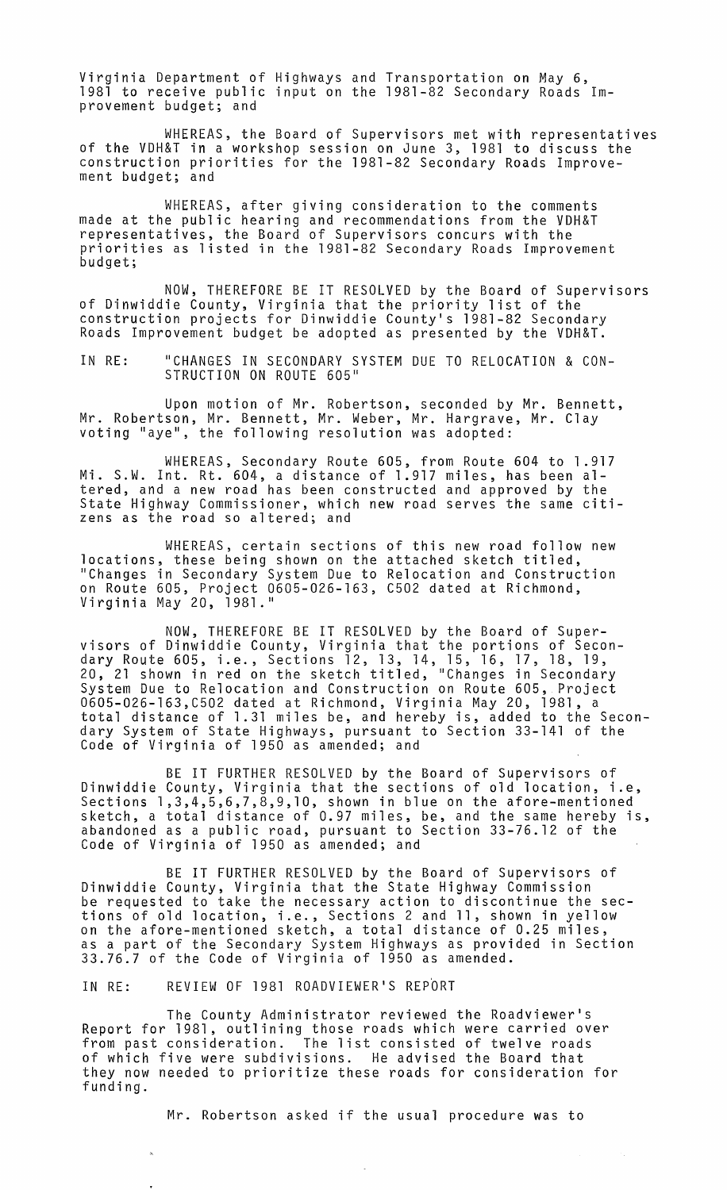Virginia Department of Highways and Transportation on May 6, 1981 to receive public input on the 1981-82 Secondary Roads Improvement budget; and

WHEREAS, the Board of Supervisors met with representatives of the VDH&T in a workshop session on June 3, 1981 to discuss the construction priorities for the 1981-82 Secondary Roads Improvement budget; and

WHEREAS, after giving consideration to the comments made at the public hearing and recommendations from the VDH&T representatives, the Board of Supervisors concurs with the priorities as listed in the 1981-82 Secondary Roads Improvement budget;

NOW, THEREFORE BE IT RESOLVED by the Board of Supervisors of Dinwiddie County, Virginia that the priority list of the construction projects for Dinwiddie County's 1981-82 Secondary Roads Improvement budget be adopted as presented by the VDH&T.

IN RE: "CHANGES IN SECONDARY SYSTEM DUE TO RELOCATION & CONSTRUCTION ON ROUTE 605"

Upon motion of Mr. Robertson, seconded by Mr. Bennett, Mr. Robertson, Mr. Bennett, Mr. Weber, Mr. Hargrave, Mr. Clay voting "aye", the following resolution was adopted:

WHEREAS, Secondary Route 605, from Route 604 to 1.917 Mi. S.W. Int. Rt. 604, a distance of 1.917 miles, has been altered, and a new road has been constructed and approved by the State Highway Commissioner, which new road serves the same citizens as the road so altered; and

WHEREAS, certain sections of this new road follow new locations, these being shown on the attached sketch titled, "Changes in Secondary System Due to Relocation and Construction on Route 605, Project 0605-026-163, C502 dated at Richmond, Virginia May 20, 1981."

NOW, THEREFORE BE IT RESOLVED by the Board of Supervisors of Dinwiddie County, Virginia that the portions of Secondary Route 605, i.e., Sections 12, 13, 14, 15, 16, 17, 18, 19, 20, 21 shown in red on the sketch titled, "Changes in Secondary System Due to Relocation and Construction on Route 605, Project 0605-026-163,C502 dated at Richmond, Virginia May 20, 1981, a total distance of 1.31 miles be, and hereby is, added to the Secondary System of State Highways, pursuant to Section 33-141 of the Code of Virginia of 1950 as amended; and

BE IT FURTHER RESOLVED by the Board of Supervisors of Dinwiddie County, Virginia that the sections of old location, i.e, Sections 1,3,4,5,6,7,8,9,10, shown in blue on the afore-mentioned sketch, a total distance of 0.97 miles, be, and the same hereby is, abandoned as a public road, pursuant to Section 33-76.12 of the Code of Virginia of 1950 as amended; and

BE IT FURTHER RESOLVED by the Board of Supervisors of Dinwiddie County, Virginia that the State Highway Commission be requested to take the necessary action to discontinue the sections of old location, i.e., Sections 2 and 11, shown in yellow on the afore-mentioned sketch, a total distance of 0.25 miles, as a part of the Secondary System Highways as provided in Section 33.76.7 of the Code of Virginia of 1950 as amended.

IN RE: REVIEW OF 1981 ROADVIEWER'S REPORT

The County Administrator reviewed the Roadviewer's Report for 1981, outlining those roads which were carried over from past consideration. The list consisted of twelve roads of which five were subdivisions. He advised the Board that they now needed to prioritize these roads for consideration for funding.

Mr. Robertson asked if the usual procedure was to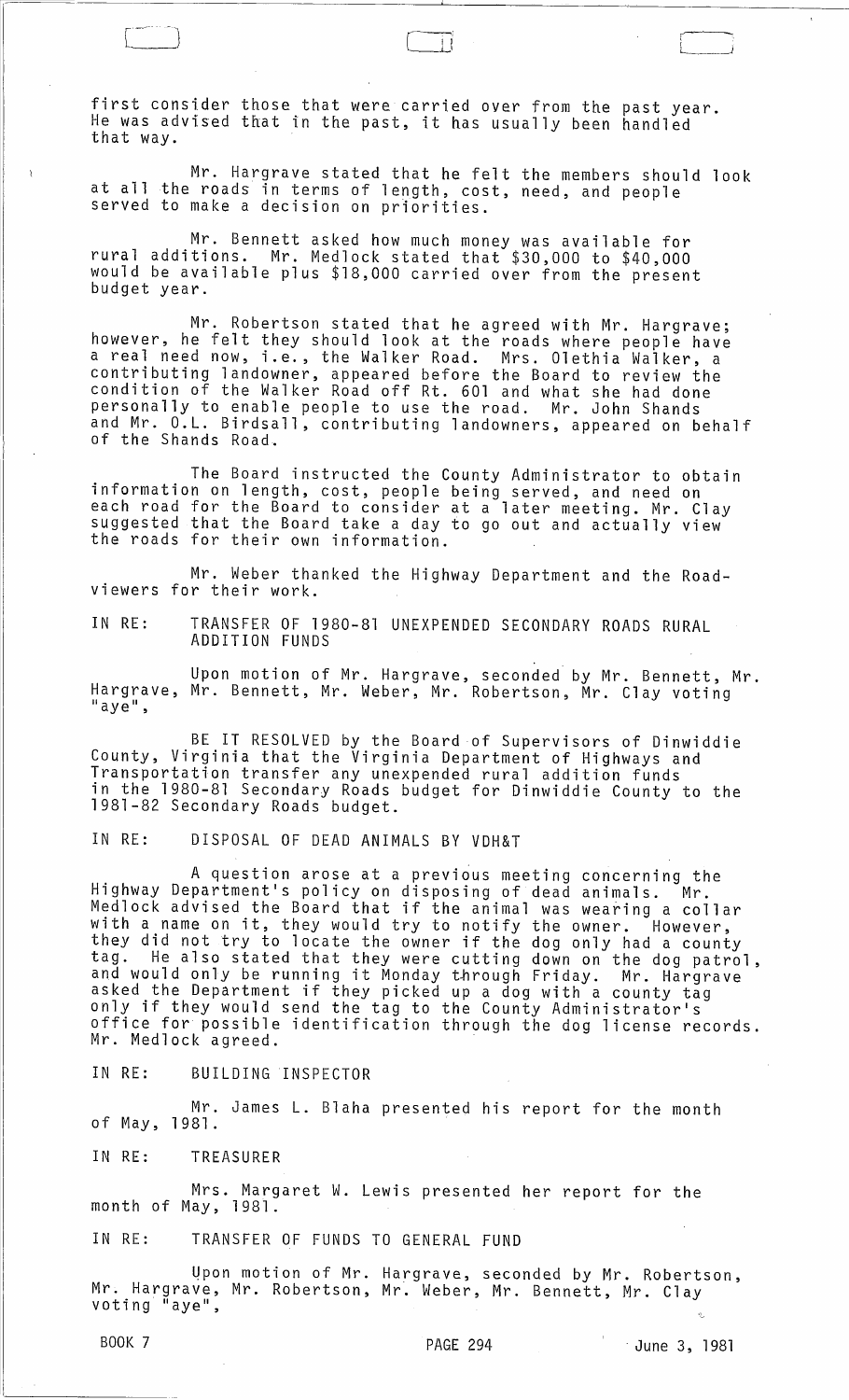first consider those that were carried over from the past year. He was advised that in the past, it has usually been handled that way.

Mr. Hargrave stated that he felt the members should look at all the roads in terms of length, cost, need, and people served to make a decision on priorities.

Mr. Bennett asked how much money was available for rural additions. Mr. Medlock stated that $30,000 to $40,000 would be available plus $18,000 carried over from the present budget year.

Mr. Robertson stated that he agreed with Mr. Hargrave; however, he felt they should look at the roads where people have a real need now, i.e., the Walker Road. Mrs. Olethia Walker, a contributing landowner, appeared before the Board to review the condition of the Walker Road off Rt. 601 and what she had done personally to enable people to use the road. Mr. John Shands and Mr. O.L. Birdsall, contributing landowners, appeared on behalf of the Shands Road.

The Board instructed the County Administrator to obtain information on length, cost, people being served, and need on each road for the Board to consider at a later meeting. Mr. Clay suggested that the Board take a day to go out and actually view the roads for their own information.

Mr. Weber thanked the Highway Department and the Roadviewers for their work.

IN RE: TRANSFER OF 1980-81 UNEXPENDED SECONDARY ROADS RURAL ADDITION FUNDS

Upon motion of Mr. Hargrave, seconded by Mr. Bennett, Mr. Hargrave, Mr. Bennett, Mr. Weber, Mr. Robertson, Mr. Clay voting "aye",

BE IT RESOLVED by the Board of Supervisors of Dinwiddie County, Virginia that the Virginia Department of Highways and Transportation transfer any unexpended rural addition funds in the 1980-81 Secondary Roads budget for Dinwiddie County to the 1981-82 Secondary Roads budget.

IN RE: DISPOSAL OF DEAD ANIMALS BY VDH&T

A question arose at a previous meeting concerning the Highway Department's policy on disposing of dead animals. Mr. Medlock advised the Board that if the animal was wearing a collar with a name on it, they would try to notify the owner. However, they did not try to locate the owner if the dog only had a county tag. He also stated that they were cutting down on the dog patrol, and would only be running it Monday through Friday. Mr. Hargrave asked the Department if they picked up a dog with a county tag only if they would send the tag to the County Administrator's office for possible identification through the dog license records. Mr. Medlock agreed.

IN RE: BUILDING INSPECTOR

Mr. James L. Blaha presented his report for the month of May, 1981.

IN RE: TREASURER

Mrs. Margaret W. Lewis presented her report for the month of May, 1981.

IN RE: TRANSFER OF FUNDS TO GENERAL FUND

Upon motion of Mr. Hargrave, seconded by Mr. Robertson, Mr. Hargrave, Mr. Robertson, Mr. Weber, Mr. Bennett, Mr. Clay voting "aye",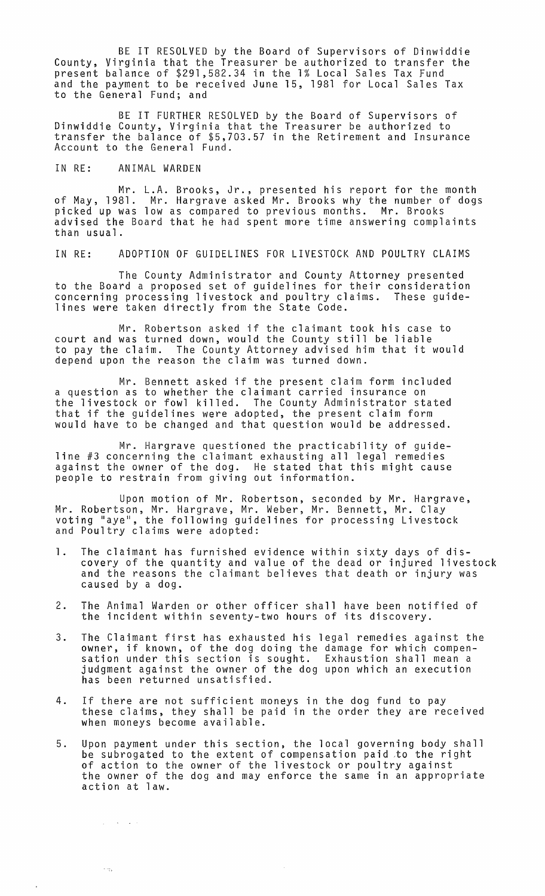BE IT RESOLVED by the Board of Supervisors of Dinwiddie County, Virginia that the Treasurer be authorized to transfer the present balance of $291,582.34 in the 1% Local Sales Tax Fund and the payment to be received June 15, 1981 for Local Sales Tax to the General Fund; and

BE IT FURTHER RESOLVED by the Board of Supervisors of Dinwiddie County, Virginia that the Treasurer be authorized to transfer the balance of $5,703.57 in the Retirement and Insurance Account to the General Fund.

IN RE: ANIMAL WARDEN

Mr. L.A. Brooks, Jr., presented his report for the month of May, 1981. Mr. Hargrave asked Mr. Brooks why the number of dogs picked up was low as compared to previous months. Mr. Brooks advised the Board that he had spent more time answering complaints than usual.

IN RE: ADOPTION OF GUIDELINES FOR LIVESTOCK AND POULTRY CLAIMS

The County Administrator and County Attorney presented to the Board a proposed set of guidelines for their consideration concerning processing livestock and poultry claims. These guidelines were taken directly from the State Code.

Mr. Robertson asked if the claimant took his case to court and was turned down, would the County still be liable to pay the claim. The County Attorney advised him that it would depend upon the reason the claim was turned down.

Mr. Bennett asked if the present claim form included a question as to whether the claimant carried insurance on the livestock or fowl killed. The County Administrator stated that if the guidelines were adopted, the present claim form would have to be changed and that question would be addressed.

Mr. Hargrave questioned the practicability of guideline #3 concerning the claimant exhausting all legal remedies against the owner of the dog. He stated that this might cause people to restrain from giving out information.

Upon motion of Mr. Robertson, seconded by Mr. Hargrave, Mr. Robertson, Mr. Hargrave, Mr. Weber, Mr. Bennett, Mr. Clay voting "aye", the following guidelines for processing Livestock and Poultry claims were adopted:

1. The claimant has furnished evidence within sixty days of discovery of the quantity and value of the dead or injured livestock and the reasons the claimant believes that death or injury was caused by a dog.
2. The Animal Warden or other officer shall have been notified of the incident within seventy-two hours of its discovery.
3. The Claimant first has exhausted his legal remedies against the owner, if known, of the dog doing the damage for which compensation under this section is sought. Exhaustion shall mean a judgment against the owner of the dog upon which an execution has been returned unsatisfied.
4. If there are not sufficient moneys in the dog fund to pay these claims, they shall be paid in the order they are received when moneys become available.
5. Upon payment under this section, the local governing body shall be subrogated to the extent of compensation paid to the right of action to the owner of the livestock or poultry against the owner of the dog and may enforce the same in an appropriate action at law.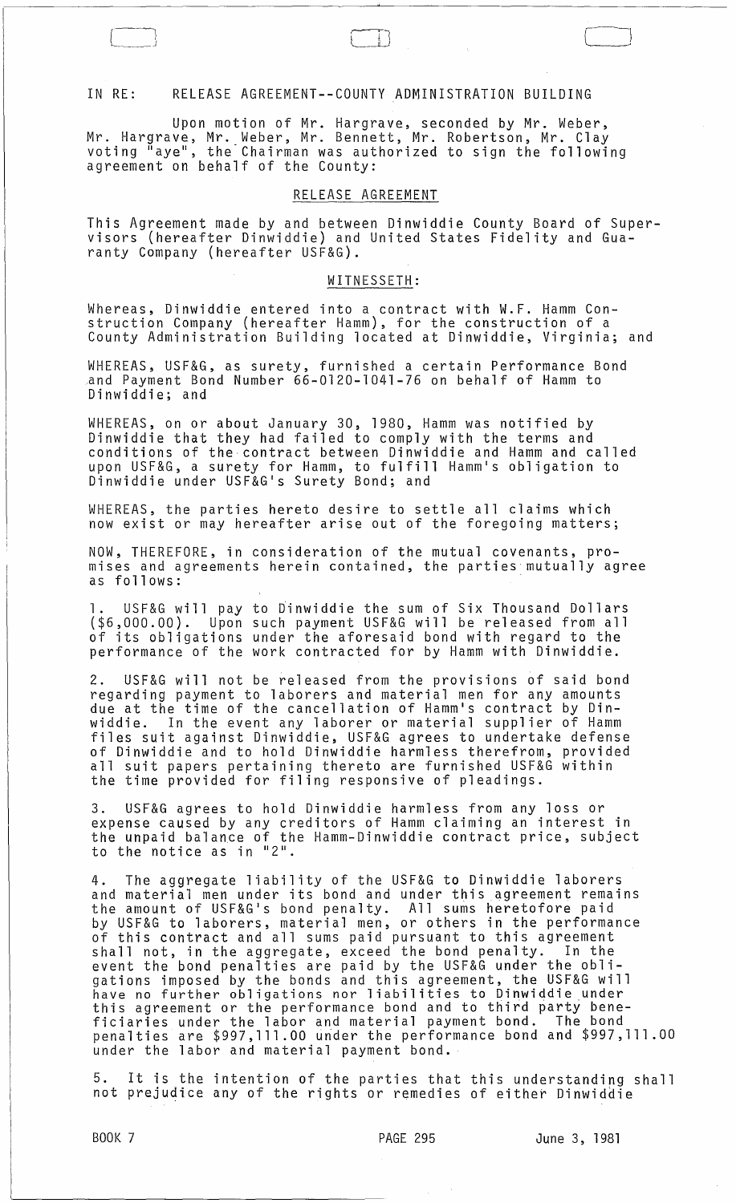IN RE: RELEASE AGREEMENT--COUNTY ADMINISTRATION BUILDING

Upon motion of Mr. Hargrave, seconded by Mr. Weber, Mr. Hargrave, Mr. Weber, Mr. Bennett, Mr. Robertson, Mr. Clay voting "aye", the Chairman was authorized to sign the following agreement on behalf of the County:

## RELEASE AGREEMENT

This Agreement made by and between Dinwiddie County Board of Supervisors (hereafter Dinwiddie) and United States Fidelity and Guaranty Company (hereafter USF&G).

## WITNESSETH:

Whereas, Dinwiddie entered into a contract with W.F. Hamm Construction Company (hereafter Hamm), for the construction of a County Administration Building located at Dinwiddie, Virginia; and

WHEREAS, USF&G, as surety, furnished a certain Performance Bond and Payment Bond Number 66-0120-1041-76 on behalf of Hamm to Dinwiddie; and

WHEREAS, on or about January 30, 1980, Hamm was notified by Dinwiddie that they had failed to comply with the terms and conditions of the contract between Dinwiddie and Hamm and called upon USF&G, a surety for Hamm, to fulfill Hamm's obligation to Dinwiddie under USF&G's Surety Bond; and

WHEREAS, the parties hereto desire to settle all claims which now exist or may hereafter arise out of the foregoing matters;

NOW, THEREFORE, in consideration of the mutual covenants, promises and agreements herein contained, the parties mutually agree as follows:

1. USF&G will pay to Dinwiddie the sum of Six Thousand Dollars ($6,000.00). Upon such payment USF&G will be released from all of its obligations under the aforesaid bond with regard to the performance of the work contracted for by Hamm with Dinwiddie.

2. USF&G will not be released from the provisions of said bond regarding payment to laborers and material men for any amounts due at the time of the cancellation of Hamm's contract by Dinwiddie. In the event any laborer or material supplier of Hamm files suit against Dinwiddie, USF&G agrees to undertake defense of Dinwiddie and to hold Dinwiddie harmless therefrom, provided all suit papers pertaining thereto are furnished USF&G within the time provided for filing responsive of pleadings.

3. USF&G agrees to hold Dinwiddie harmless from any loss or expense caused by any creditors of Hamm claiming an interest in the unpaid balance of the Hamm-Dinwiddie contract price, subject to the notice as in "2".

4. The aggregate liability of the USF&G to Dinwiddie laborers and material men under its bond and under this agreement remains the amount of USF&G's bond penalty. All sums heretofore paid by USF&G to laborers, material men, or others in the performance of this contract and all sums paid pursuant to this agreement shall not, in the aggregate, exceed the bond penalty. In the event the bond penalties are paid by the USF&G under the obligations imposed by the bonds and this agreement, the USF&G will have no further obligations nor liabilities to Dinwiddie under this agreement or the performance bond and to third party beneficiaries under the labor and material payment bond. The bond penalties are $997,111.00 under the performance bond and $997,111.00 under the labor and material payment bond.

5. It is the intention of the parties that this understanding shall not prejudice any of the rights or remedies of either Dinwiddie

BOOK 7 PAGE 295 June 3, 1981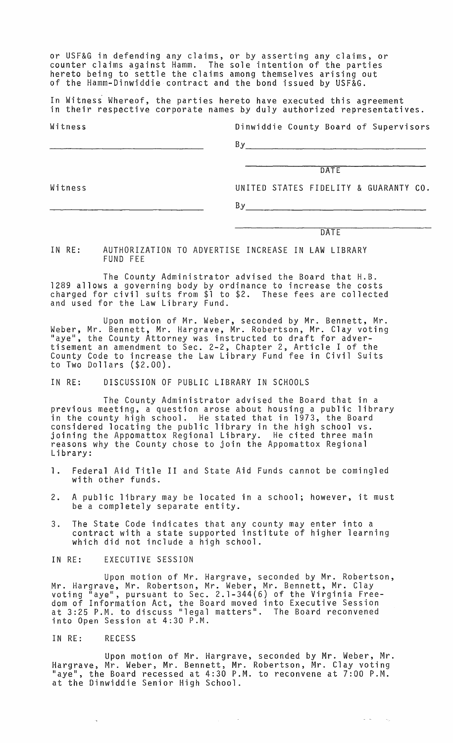or USF&G in defending any claims, or by asserting any claims, or counter claims against Hamm. The sole intention of the parties hereto being to settle the claims among themselves arising out of the Hamm-Dinwiddie contract and the bond issued by USF&G.

In Witness Whereof, the parties hereto have executed this agreement in their respective corporate names by duly authorized representatives.

| Witness | Dinwiddie County Board of Supervisors |
|---|---|
| ______________________________ | By ______________________________ |
| | ______________________________ DATE |
| Witness | UNITED STATES FIDELITY & GUARANTY CO. |
| ______________________________ | By ______________________________ |
| | ______________________________ DATE |

IN RE: AUTHORIZATION TO ADVERTISE INCREASE IN LAW LIBRARY FUND FEE

The County Administrator advised the Board that H.B. 1289 allows a governing body by ordinance to increase the costs charged for civil suits from $1 to $2. These fees are collected and used for the Law Library Fund.

Upon motion of Mr. Weber, seconded by Mr. Bennett, Mr. Weber, Mr. Bennett, Mr. Hargrave, Mr. Robertson, Mr. Clay voting "aye", the County Attorney was instructed to draft for advertisement an amendment to Sec. 2-2, Chapter 2, Article I of the County Code to increase the Law Library Fund fee in Civil Suits to Two Dollars ($2.00).

IN RE: DISCUSSION OF PUBLIC LIBRARY IN SCHOOLS

The County Administrator advised the Board that in a previous meeting, a question arose about housing a public library in the county high school. He stated that in 1973, the Board considered locating the public library in the high school vs. joining the Appomattox Regional Library. He cited three main reasons why the County chose to join the Appomattox Regional Library:

1. Federal Aid Title II and State Aid Funds cannot be comingled with other funds.
2. A public library may be located in a school; however, it must be a completely separate entity.
3. The State Code indicates that any county may enter into a contract with a state supported institute of higher learning which did not include a high school.

IN RE: EXECUTIVE SESSION

Upon motion of Mr. Hargrave, seconded by Mr. Robertson, Mr. Hargrave, Mr. Robertson, Mr. Weber, Mr. Bennett, Mr. Clay voting "aye", pursuant to Sec. 2.1-344(6) of the Virginia Freedom of Information Act, the Board moved into Executive Session at 3:25 P.M. to discuss "legal matters". The Board reconvened into Open Session at 4:30 P.M.

IN RE: RECESS

Upon motion of Mr. Hargrave, seconded by Mr. Weber, Mr. Hargrave, Mr. Weber, Mr. Bennett, Mr. Robertson, Mr. Clay voting "aye", the Board recessed at 4:30 P.M. to reconvene at 7:00 P.M. at the Dinwiddie Senior High School.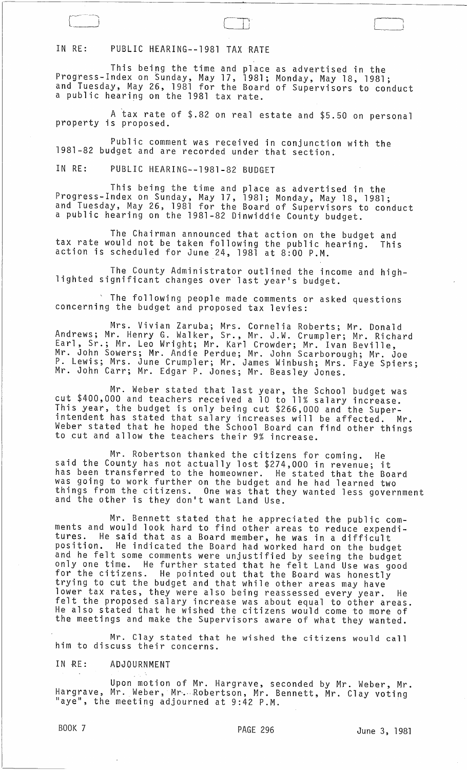IN RE: PUBLIC HEARING--1981 TAX RATE

This being the time and place as advertised in the Progress-Index on Sunday, May 17, 1981; Monday, May 18, 1981; and Tuesday, May 26, 1981 for the Board of Supervisors to conduct a public hearing on the 1981 tax rate.

A tax rate of $.82 on real estate and $5.50 on personal property is proposed.

Public comment was received in conjunction with the 1981-82 budget and are recorded under that section.

IN RE: PUBLIC HEARING--1981-82 BUDGET

This being the time and place as advertised in the Progress-Index on Sunday, May 17, 1981; Monday, May 18, 1981; and Tuesday, May 26, 1981 for the Board of Supervisors to conduct a public hearing on the 1981-82 Dinwiddie County budget.

The Chairman announced that action on the budget and tax rate would not be taken following the public hearing. This action is scheduled for June 24, 1981 at 8:00 P.M.

The County Administrator outlined the income and highlighted significant changes over last year's budget.

The following people made comments or asked questions concerning the budget and proposed tax levies:

Mrs. Vivian Zaruba; Mrs. Cornelia Roberts; Mr. Donald Andrews; Mr. Henry G. Walker, Sr., Mr. J.W. Crumpler; Mr. Richard Earl, Sr.; Mr. Leo Wright; Mr. Karl Crowder; Mr. Ivan Beville, Mr. John Sowers; Mr. Andie Perdue; Mr. John Scarborough; Mr. Joe P. Lewis; Mrs. June Crumpler; Mr. James Winbush; Mrs. Faye Spiers; Mr. John Carr; Mr. Edgar P. Jones; Mr. Beasley Jones.

Mr. Weber stated that last year, the School budget was cut $400,000 and teachers received a 10 to 11% salary increase. This year, the budget is only being cut $266,000 and the Superintendent has stated that salary increases will be affected. Mr. Weber stated that he hoped the School Board can find other things to cut and allow the teachers their 9% increase.

Mr. Robertson thanked the citizens for coming. He said the County has not actually lost $274,000 in revenue; it has been transferred to the homeowner. He stated that the Board was going to work further on the budget and he had learned two things from the citizens. One was that they wanted less government and the other is they don't want Land Use.

Mr. Bennett stated that he appreciated the public comments and would look hard to find other areas to reduce expenditures. He said that as a Board member, he was in a difficult position. He indicated the Board had worked hard on the budget and he felt some comments were unjustified by seeing the budget only one time. He further stated that he felt Land Use was good for the citizens. He pointed out that the Board was honestly trying to cut the budget and that while other areas may have lower tax rates, they were also being reassessed every year. He felt the proposed salary increase was about equal to other areas. He also stated that he wished the citizens would come to more of the meetings and make the Supervisors aware of what they wanted.

Mr. Clay stated that he wished the citizens would call him to discuss their concerns.

IN RE: ADJOURNMENT

Upon motion of Mr. Hargrave, seconded by Mr. Weber, Mr. Hargrave, Mr. Weber, Mr. Robertson, Mr. Bennett, Mr. Clay voting "aye", the meeting adjourned at 9:42 P.M.

BOOK 7 PAGE 296 June 3, 1981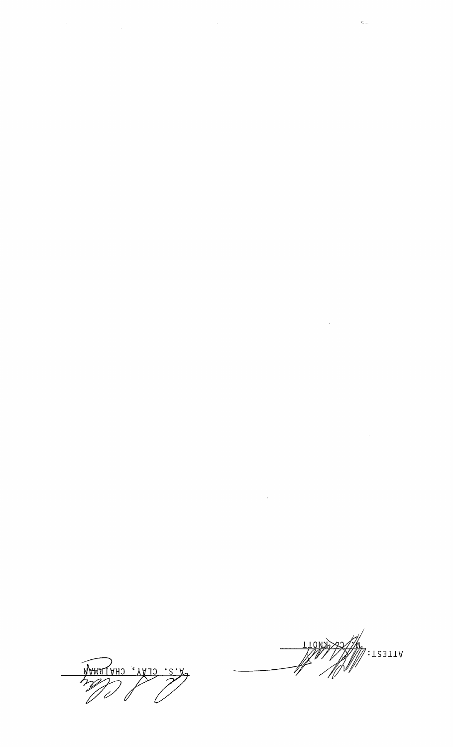A.S. CLAY, CHAIRMAN

ATTEST: W. C. KNOTT